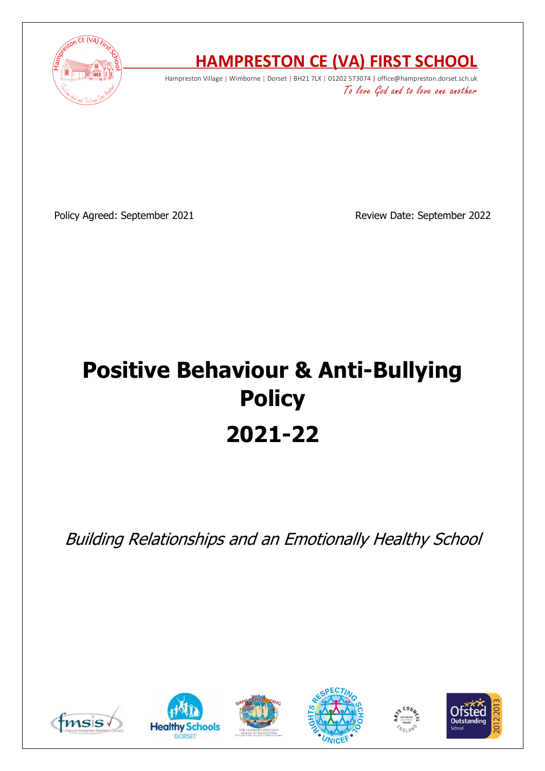# HAMPRESTON CE (VA) FIRST SCHOOL

Hampreston Village | Wimborne | Dorset | BH21 7LX | 01202 573074 | office@hampreston.dorset.sch.uk

*To love God and to love one another*

Policy Agreed: September 2021 Review Date: September 2022

# Positive Behaviour & Anti-Bullying Policy

# 2021-22

*Building Relationships and an Emotionally Healthy School*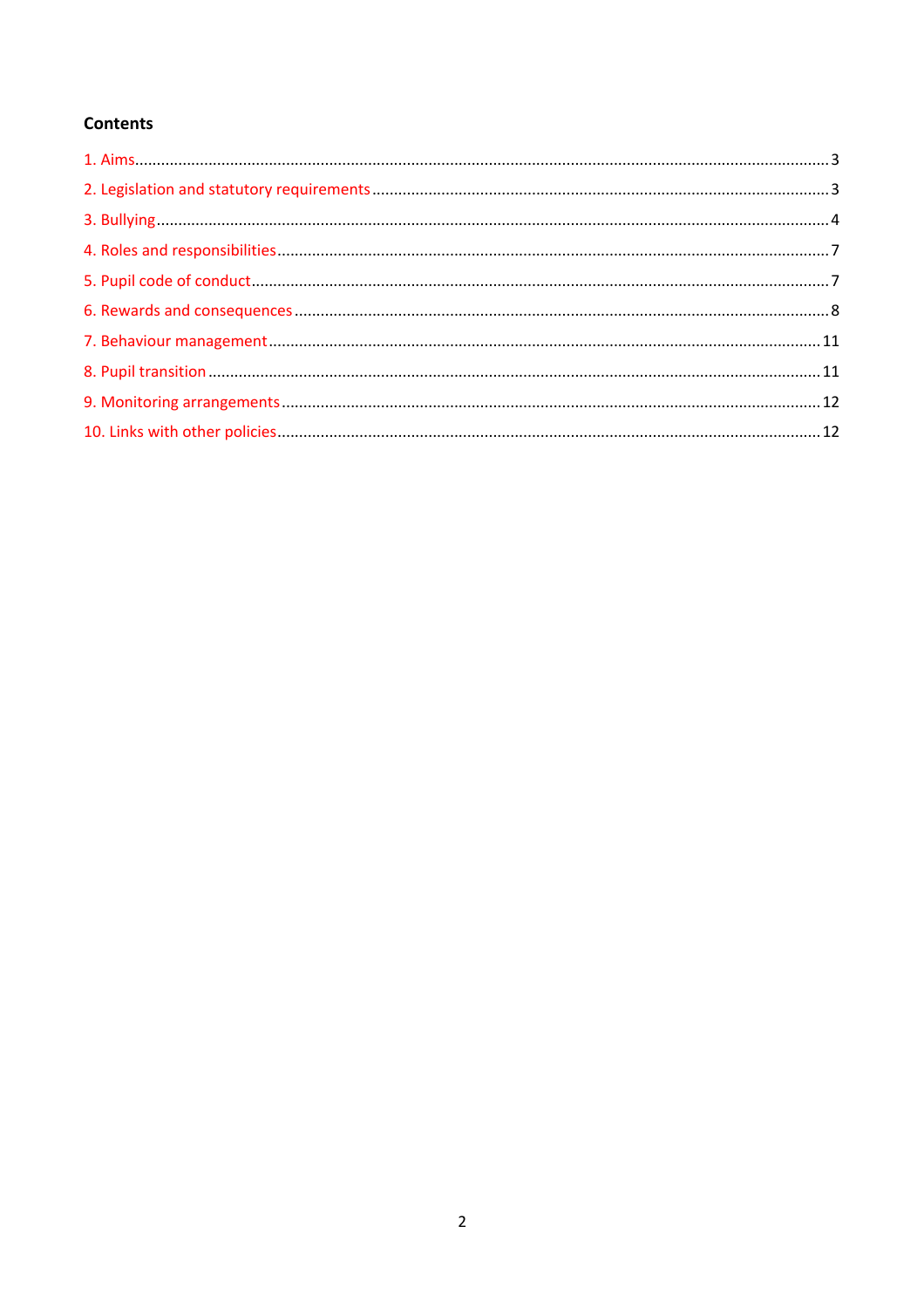**Contents**

1. Aims ........................................................ 3
2. Legislation and statutory requirements ........................................................ 3
3. Bullying ........................................................ 4
4. Roles and responsibilities ........................................................ 7
5. Pupil code of conduct ........................................................ 7
6. Rewards and consequences ........................................................ 8
7. Behaviour management ........................................................ 11
8. Pupil transition ........................................................ 11
9. Monitoring arrangements ........................................................ 12
10. Links with other policies ........................................................ 12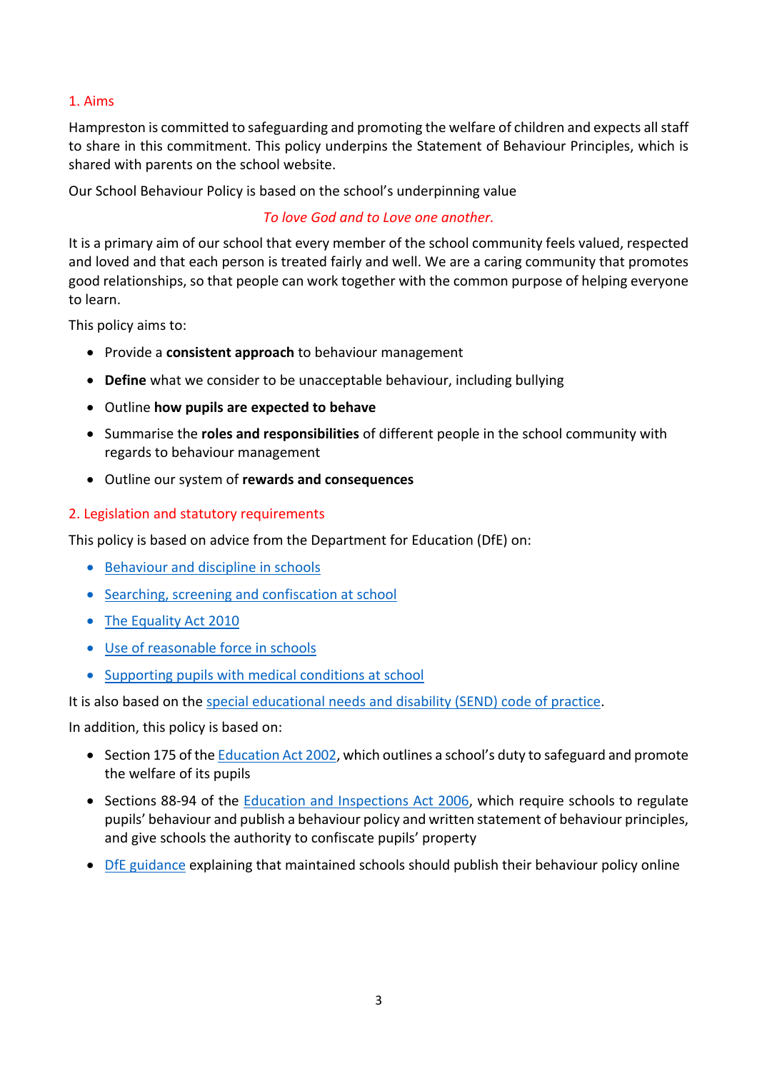## 1. Aims

Hampreston is committed to safeguarding and promoting the welfare of children and expects all staff to share in this commitment. This policy underpins the Statement of Behaviour Principles, which is shared with parents on the school website.

Our School Behaviour Policy is based on the school's underpinning value

*To love God and to Love one another.*

It is a primary aim of our school that every member of the school community feels valued, respected and loved and that each person is treated fairly and well. We are a caring community that promotes good relationships, so that people can work together with the common purpose of helping everyone to learn.

This policy aims to:

- Provide a **consistent approach** to behaviour management
- **Define** what we consider to be unacceptable behaviour, including bullying
- Outline **how pupils are expected to behave**
- Summarise the **roles and responsibilities** of different people in the school community with regards to behaviour management
- Outline our system of **rewards and consequences**

## 2. Legislation and statutory requirements

This policy is based on advice from the Department for Education (DfE) on:

- Behaviour and discipline in schools
- Searching, screening and confiscation at school
- The Equality Act 2010
- Use of reasonable force in schools
- Supporting pupils with medical conditions at school

It is also based on the special educational needs and disability (SEND) code of practice.

In addition, this policy is based on:

- Section 175 of the Education Act 2002, which outlines a school's duty to safeguard and promote the welfare of its pupils
- Sections 88-94 of the Education and Inspections Act 2006, which require schools to regulate pupils' behaviour and publish a behaviour policy and written statement of behaviour principles, and give schools the authority to confiscate pupils' property
- DfE guidance explaining that maintained schools should publish their behaviour policy online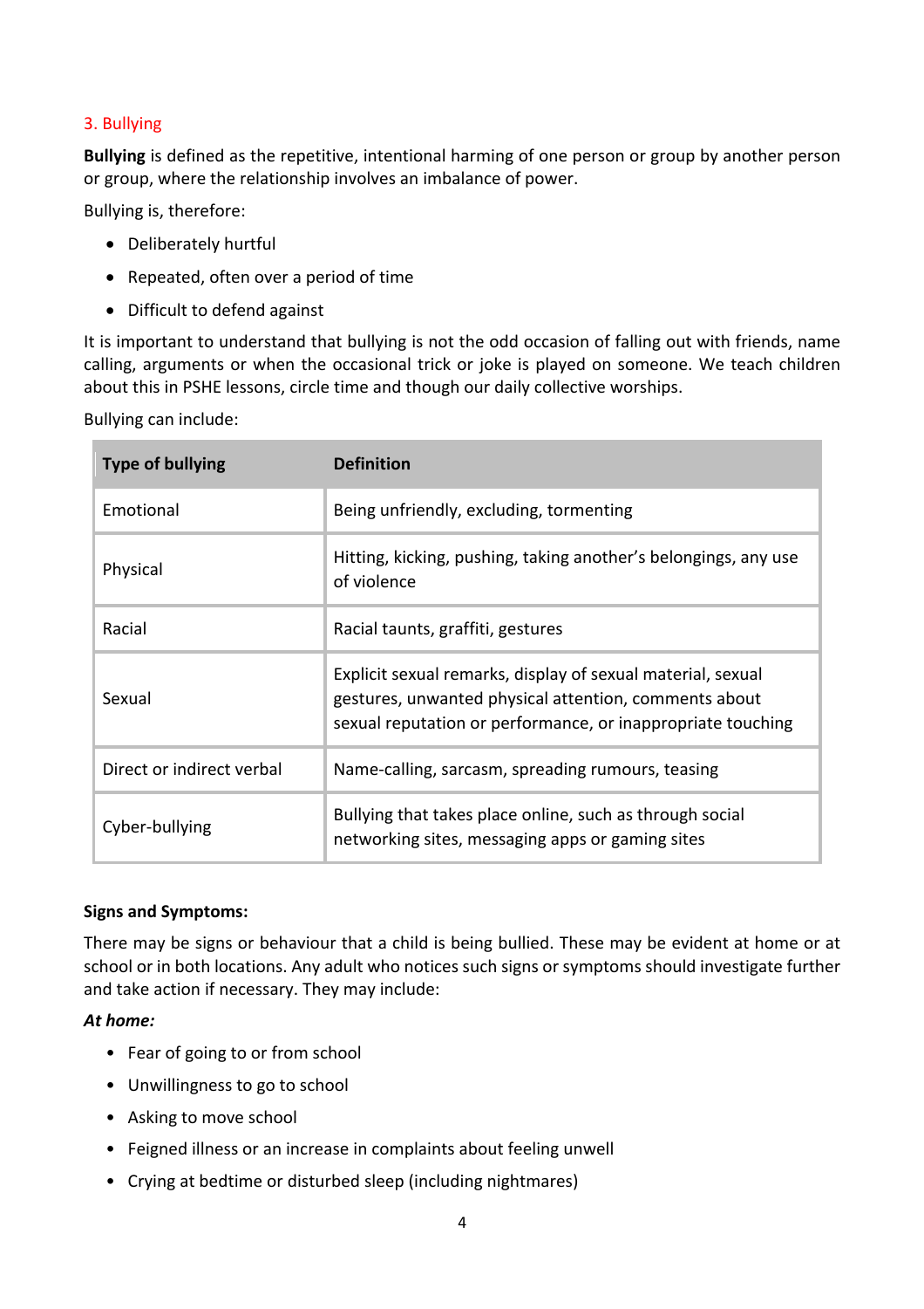## 3. Bullying

**Bullying** is defined as the repetitive, intentional harming of one person or group by another person or group, where the relationship involves an imbalance of power.

Bullying is, therefore:

- Deliberately hurtful
- Repeated, often over a period of time
- Difficult to defend against

It is important to understand that bullying is not the odd occasion of falling out with friends, name calling, arguments or when the occasional trick or joke is played on someone. We teach children about this in PSHE lessons, circle time and though our daily collective worships.

Bullying can include:

| Type of bullying | Definition |
|---|---|
| Emotional | Being unfriendly, excluding, tormenting |
| Physical | Hitting, kicking, pushing, taking another's belongings, any use of violence |
| Racial | Racial taunts, graffiti, gestures |
| Sexual | Explicit sexual remarks, display of sexual material, sexual gestures, unwanted physical attention, comments about sexual reputation or performance, or inappropriate touching |
| Direct or indirect verbal | Name-calling, sarcasm, spreading rumours, teasing |
| Cyber-bullying | Bullying that takes place online, such as through social networking sites, messaging apps or gaming sites |

**Signs and Symptoms:**

There may be signs or behaviour that a child is being bullied. These may be evident at home or at school or in both locations. Any adult who notices such signs or symptoms should investigate further and take action if necessary. They may include:

***At home:***

- Fear of going to or from school
- Unwillingness to go to school
- Asking to move school
- Feigned illness or an increase in complaints about feeling unwell
- Crying at bedtime or disturbed sleep (including nightmares)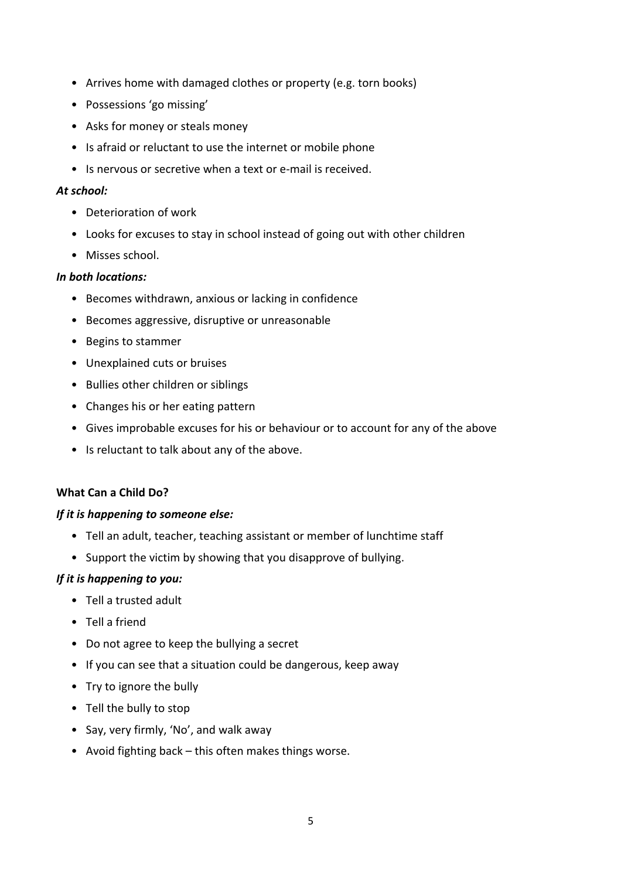- Arrives home with damaged clothes or property (e.g. torn books)
- Possessions 'go missing'
- Asks for money or steals money
- Is afraid or reluctant to use the internet or mobile phone
- Is nervous or secretive when a text or e-mail is received.

***At school:***

- Deterioration of work
- Looks for excuses to stay in school instead of going out with other children
- Misses school.

***In both locations:***

- Becomes withdrawn, anxious or lacking in confidence
- Becomes aggressive, disruptive or unreasonable
- Begins to stammer
- Unexplained cuts or bruises
- Bullies other children or siblings
- Changes his or her eating pattern
- Gives improbable excuses for his or behaviour or to account for any of the above
- Is reluctant to talk about any of the above.

**What Can a Child Do?**

***If it is happening to someone else:***

- Tell an adult, teacher, teaching assistant or member of lunchtime staff
- Support the victim by showing that you disapprove of bullying.

***If it is happening to you:***

- Tell a trusted adult
- Tell a friend
- Do not agree to keep the bullying a secret
- If you can see that a situation could be dangerous, keep away
- Try to ignore the bully
- Tell the bully to stop
- Say, very firmly, 'No', and walk away
- Avoid fighting back – this often makes things worse.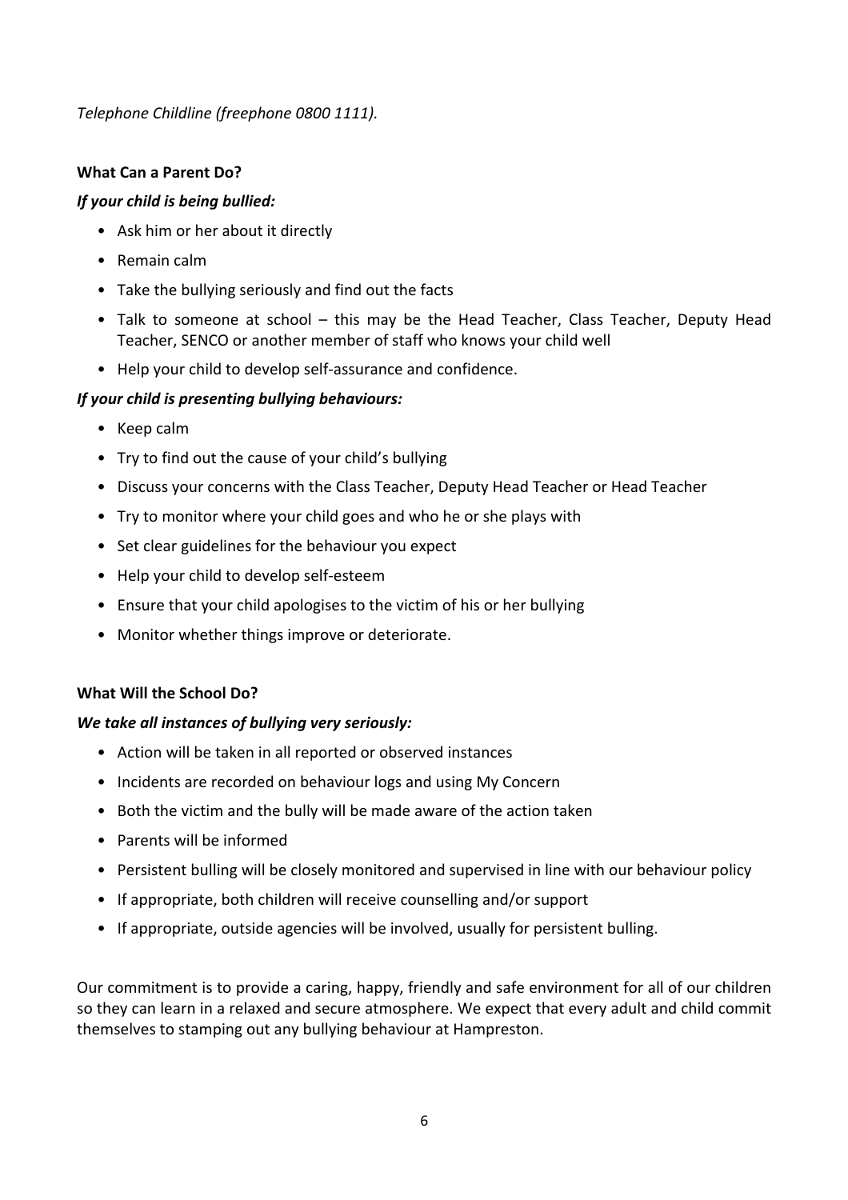*Telephone Childline (freephone 0800 1111).*

**What Can a Parent Do?**

***If your child is being bullied:***

- Ask him or her about it directly
- Remain calm
- Take the bullying seriously and find out the facts
- Talk to someone at school – this may be the Head Teacher, Class Teacher, Deputy Head Teacher, SENCO or another member of staff who knows your child well
- Help your child to develop self-assurance and confidence.

***If your child is presenting bullying behaviours:***

- Keep calm
- Try to find out the cause of your child's bullying
- Discuss your concerns with the Class Teacher, Deputy Head Teacher or Head Teacher
- Try to monitor where your child goes and who he or she plays with
- Set clear guidelines for the behaviour you expect
- Help your child to develop self-esteem
- Ensure that your child apologises to the victim of his or her bullying
- Monitor whether things improve or deteriorate.

**What Will the School Do?**

***We take all instances of bullying very seriously:***

- Action will be taken in all reported or observed instances
- Incidents are recorded on behaviour logs and using My Concern
- Both the victim and the bully will be made aware of the action taken
- Parents will be informed
- Persistent bulling will be closely monitored and supervised in line with our behaviour policy
- If appropriate, both children will receive counselling and/or support
- If appropriate, outside agencies will be involved, usually for persistent bulling.

Our commitment is to provide a caring, happy, friendly and safe environment for all of our children so they can learn in a relaxed and secure atmosphere. We expect that every adult and child commit themselves to stamping out any bullying behaviour at Hampreston.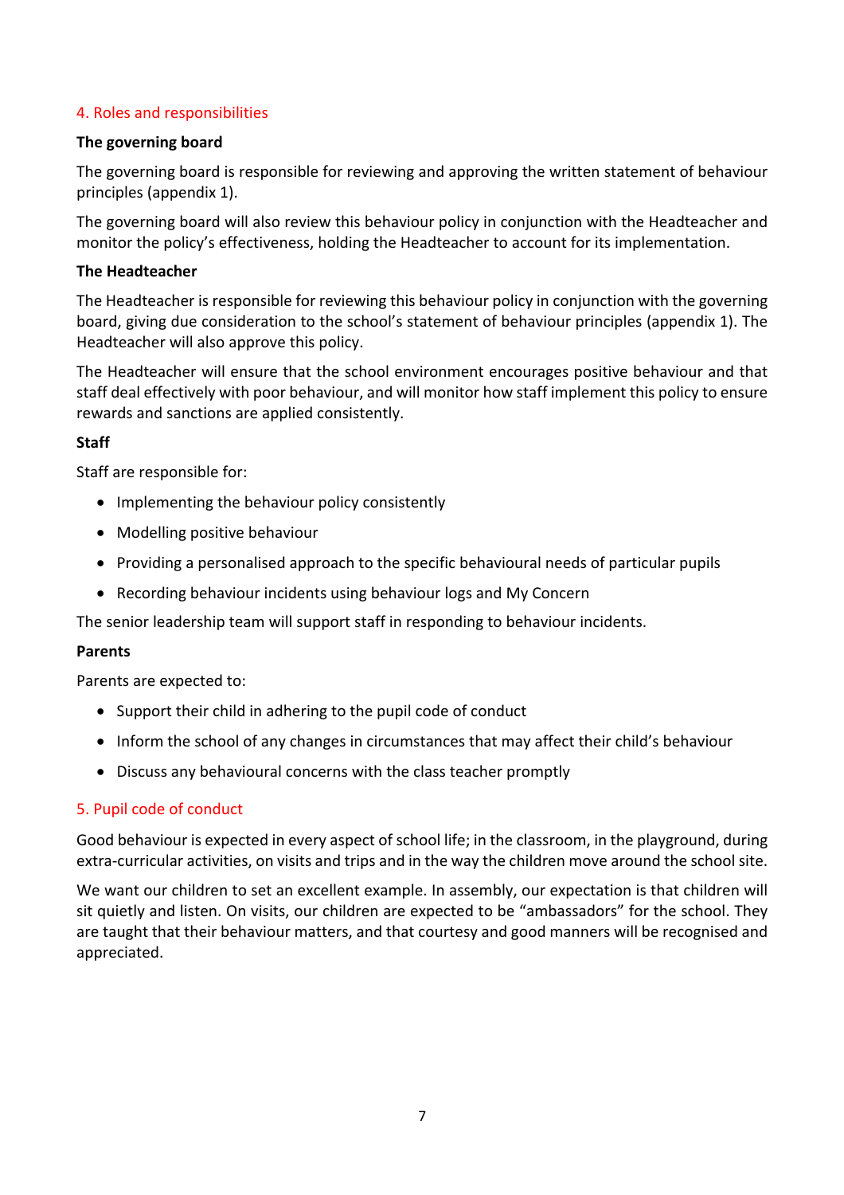## 4. Roles and responsibilities

### The governing board

The governing board is responsible for reviewing and approving the written statement of behaviour principles (appendix 1).

The governing board will also review this behaviour policy in conjunction with the Headteacher and monitor the policy's effectiveness, holding the Headteacher to account for its implementation.

### The Headteacher

The Headteacher is responsible for reviewing this behaviour policy in conjunction with the governing board, giving due consideration to the school's statement of behaviour principles (appendix 1). The Headteacher will also approve this policy.

The Headteacher will ensure that the school environment encourages positive behaviour and that staff deal effectively with poor behaviour, and will monitor how staff implement this policy to ensure rewards and sanctions are applied consistently.

### Staff

Staff are responsible for:

- Implementing the behaviour policy consistently
- Modelling positive behaviour
- Providing a personalised approach to the specific behavioural needs of particular pupils
- Recording behaviour incidents using behaviour logs and My Concern

The senior leadership team will support staff in responding to behaviour incidents.

### Parents

Parents are expected to:

- Support their child in adhering to the pupil code of conduct
- Inform the school of any changes in circumstances that may affect their child's behaviour
- Discuss any behavioural concerns with the class teacher promptly

## 5. Pupil code of conduct

Good behaviour is expected in every aspect of school life; in the classroom, in the playground, during extra-curricular activities, on visits and trips and in the way the children move around the school site.

We want our children to set an excellent example. In assembly, our expectation is that children will sit quietly and listen. On visits, our children are expected to be "ambassadors" for the school. They are taught that their behaviour matters, and that courtesy and good manners will be recognised and appreciated.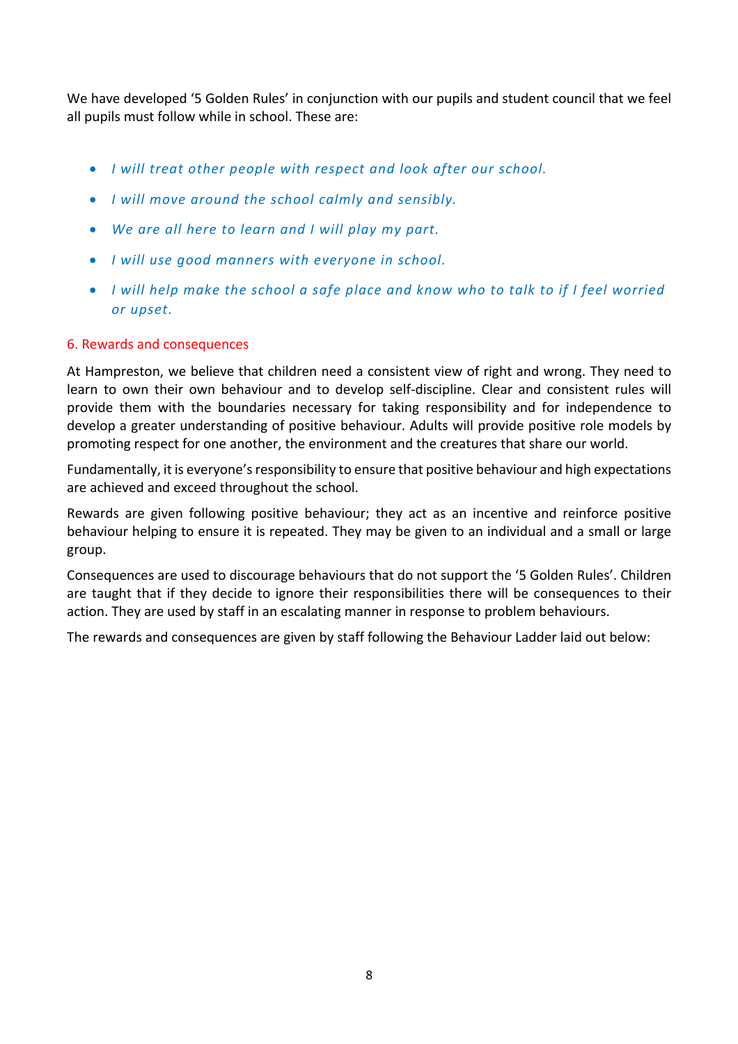We have developed '5 Golden Rules' in conjunction with our pupils and student council that we feel all pupils must follow while in school. These are:

- *I will treat other people with respect and look after our school.*
- *I will move around the school calmly and sensibly.*
- *We are all here to learn and I will play my part.*
- *I will use good manners with everyone in school.*
- *I will help make the school a safe place and know who to talk to if I feel worried or upset.*

## 6. Rewards and consequences

At Hampreston, we believe that children need a consistent view of right and wrong. They need to learn to own their own behaviour and to develop self-discipline. Clear and consistent rules will provide them with the boundaries necessary for taking responsibility and for independence to develop a greater understanding of positive behaviour. Adults will provide positive role models by promoting respect for one another, the environment and the creatures that share our world.

Fundamentally, it is everyone's responsibility to ensure that positive behaviour and high expectations are achieved and exceed throughout the school.

Rewards are given following positive behaviour; they act as an incentive and reinforce positive behaviour helping to ensure it is repeated. They may be given to an individual and a small or large group.

Consequences are used to discourage behaviours that do not support the '5 Golden Rules'. Children are taught that if they decide to ignore their responsibilities there will be consequences to their action. They are used by staff in an escalating manner in response to problem behaviours.

The rewards and consequences are given by staff following the Behaviour Ladder laid out below: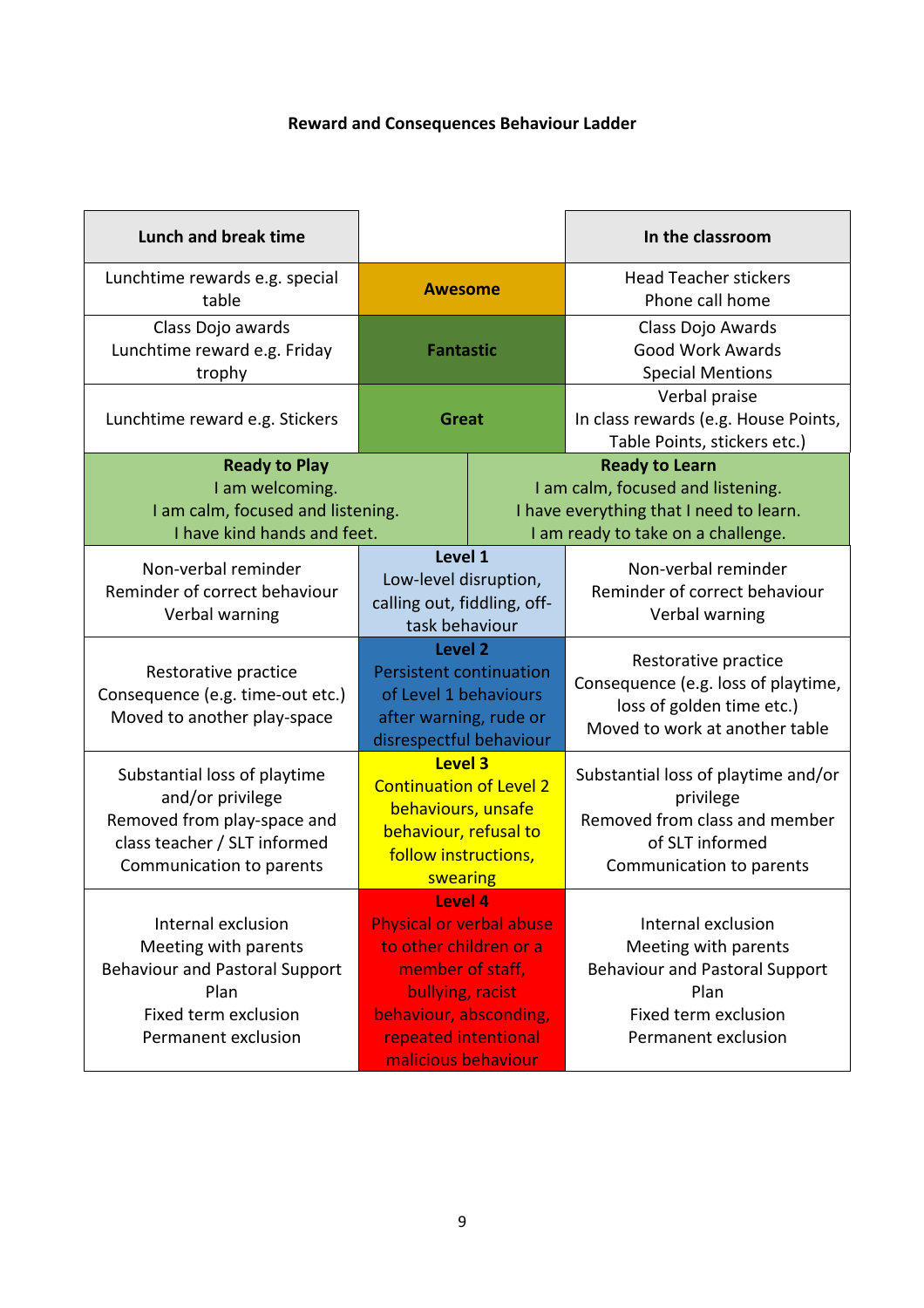**Reward and Consequences Behaviour Ladder**

| Lunch and break time | | In the classroom |
|---|---|---|
| Lunchtime rewards e.g. special table | **Awesome** | Head Teacher stickers<br>Phone call home |
| Class Dojo awards<br>Lunchtime reward e.g. Friday trophy | **Fantastic** | Class Dojo Awards<br>Good Work Awards<br>Special Mentions |
| Lunchtime reward e.g. Stickers | **Great** | Verbal praise<br>In class rewards (e.g. House Points, Table Points, stickers etc.) |
| **Ready to Play**<br>I am welcoming.<br>I am calm, focused and listening.<br>I have kind hands and feet. | | **Ready to Learn**<br>I am calm, focused and listening.<br>I have everything that I need to learn.<br>I am ready to take on a challenge. |
| Non-verbal reminder<br>Reminder of correct behaviour<br>Verbal warning | **Level 1**<br>Low-level disruption, calling out, fiddling, off-task behaviour | Non-verbal reminder<br>Reminder of correct behaviour<br>Verbal warning |
| Restorative practice<br>Consequence (e.g. time-out etc.)<br>Moved to another play-space | **Level 2**<br>Persistent continuation of Level 1 behaviours after warning, rude or disrespectful behaviour | Restorative practice<br>Consequence (e.g. loss of playtime, loss of golden time etc.)<br>Moved to work at another table |
| Substantial loss of playtime and/or privilege<br>Removed from play-space and class teacher / SLT informed<br>Communication to parents | **Level 3**<br>Continuation of Level 2 behaviours, unsafe behaviour, refusal to follow instructions, swearing | Substantial loss of playtime and/or privilege<br>Removed from class and member of SLT informed<br>Communication to parents |
| Internal exclusion<br>Meeting with parents<br>Behaviour and Pastoral Support Plan<br>Fixed term exclusion<br>Permanent exclusion | **Level 4**<br>Physical or verbal abuse to other children or a member of staff, bullying, racist behaviour, absconding, repeated intentional malicious behaviour | Internal exclusion<br>Meeting with parents<br>Behaviour and Pastoral Support Plan<br>Fixed term exclusion<br>Permanent exclusion |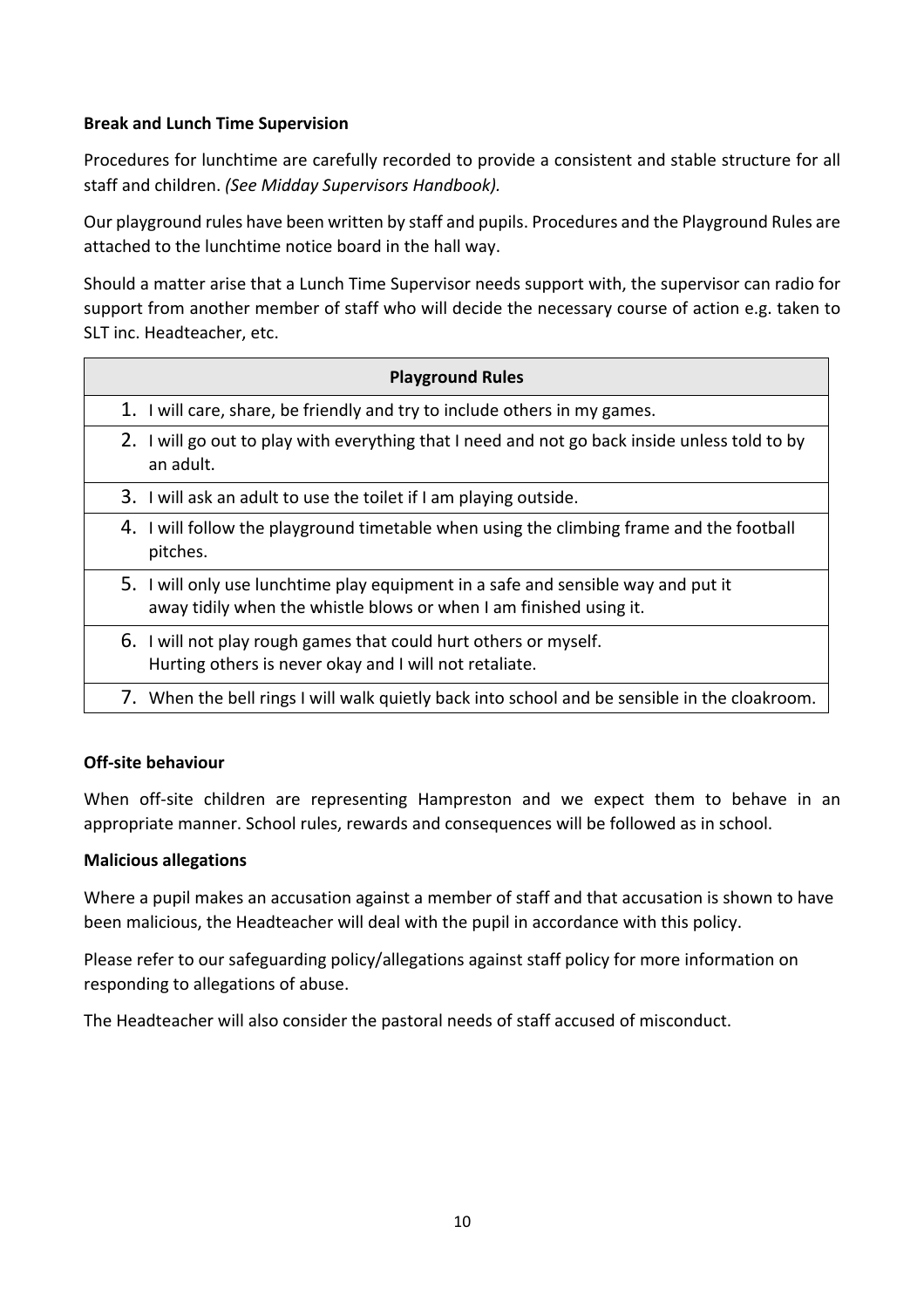**Break and Lunch Time Supervision**

Procedures for lunchtime are carefully recorded to provide a consistent and stable structure for all staff and children. *(See Midday Supervisors Handbook).*

Our playground rules have been written by staff and pupils. Procedures and the Playground Rules are attached to the lunchtime notice board in the hall way.

Should a matter arise that a Lunch Time Supervisor needs support with, the supervisor can radio for support from another member of staff who will decide the necessary course of action e.g. taken to SLT inc. Headteacher, etc.

| **Playground Rules** |
|---|
| 1. I will care, share, be friendly and try to include others in my games. |
| 2. I will go out to play with everything that I need and not go back inside unless told to by an adult. |
| 3. I will ask an adult to use the toilet if I am playing outside. |
| 4. I will follow the playground timetable when using the climbing frame and the football pitches. |
| 5. I will only use lunchtime play equipment in a safe and sensible way and put it away tidily when the whistle blows or when I am finished using it. |
| 6. I will not play rough games that could hurt others or myself. Hurting others is never okay and I will not retaliate. |
| 7. When the bell rings I will walk quietly back into school and be sensible in the cloakroom. |

**Off-site behaviour**

When off-site children are representing Hampreston and we expect them to behave in an appropriate manner. School rules, rewards and consequences will be followed as in school.

**Malicious allegations**

Where a pupil makes an accusation against a member of staff and that accusation is shown to have been malicious, the Headteacher will deal with the pupil in accordance with this policy.

Please refer to our safeguarding policy/allegations against staff policy for more information on responding to allegations of abuse.

The Headteacher will also consider the pastoral needs of staff accused of misconduct.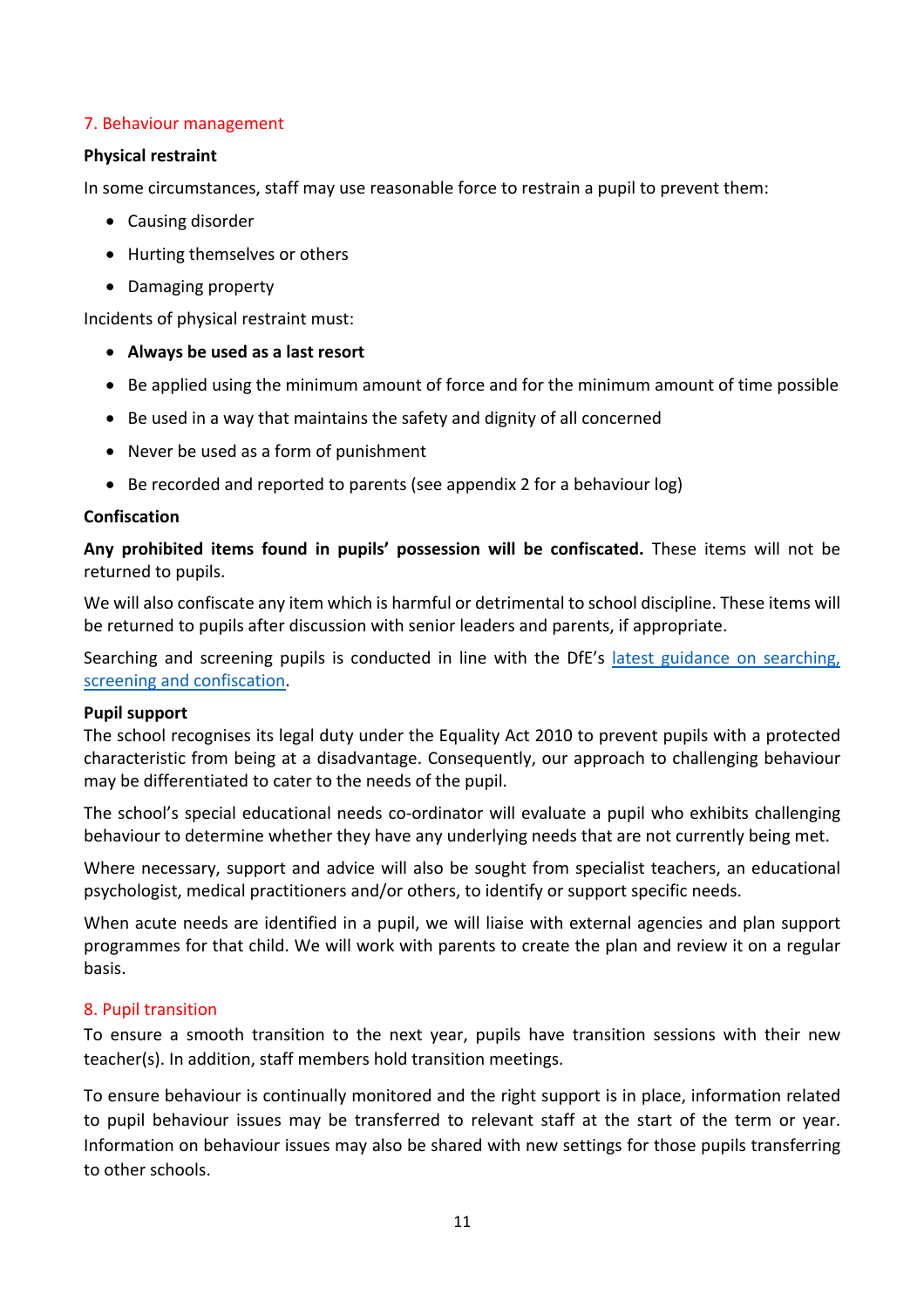## 7. Behaviour management

### Physical restraint

In some circumstances, staff may use reasonable force to restrain a pupil to prevent them:

- Causing disorder
- Hurting themselves or others
- Damaging property

Incidents of physical restraint must:

- **Always be used as a last resort**
- Be applied using the minimum amount of force and for the minimum amount of time possible
- Be used in a way that maintains the safety and dignity of all concerned
- Never be used as a form of punishment
- Be recorded and reported to parents (see appendix 2 for a behaviour log)

### Confiscation

**Any prohibited items found in pupils' possession will be confiscated.** These items will not be returned to pupils.

We will also confiscate any item which is harmful or detrimental to school discipline. These items will be returned to pupils after discussion with senior leaders and parents, if appropriate.

Searching and screening pupils is conducted in line with the DfE's latest guidance on searching, screening and confiscation.

### Pupil support

The school recognises its legal duty under the Equality Act 2010 to prevent pupils with a protected characteristic from being at a disadvantage. Consequently, our approach to challenging behaviour may be differentiated to cater to the needs of the pupil.

The school's special educational needs co-ordinator will evaluate a pupil who exhibits challenging behaviour to determine whether they have any underlying needs that are not currently being met.

Where necessary, support and advice will also be sought from specialist teachers, an educational psychologist, medical practitioners and/or others, to identify or support specific needs.

When acute needs are identified in a pupil, we will liaise with external agencies and plan support programmes for that child. We will work with parents to create the plan and review it on a regular basis.

## 8. Pupil transition

To ensure a smooth transition to the next year, pupils have transition sessions with their new teacher(s). In addition, staff members hold transition meetings.

To ensure behaviour is continually monitored and the right support is in place, information related to pupil behaviour issues may be transferred to relevant staff at the start of the term or year. Information on behaviour issues may also be shared with new settings for those pupils transferring to other schools.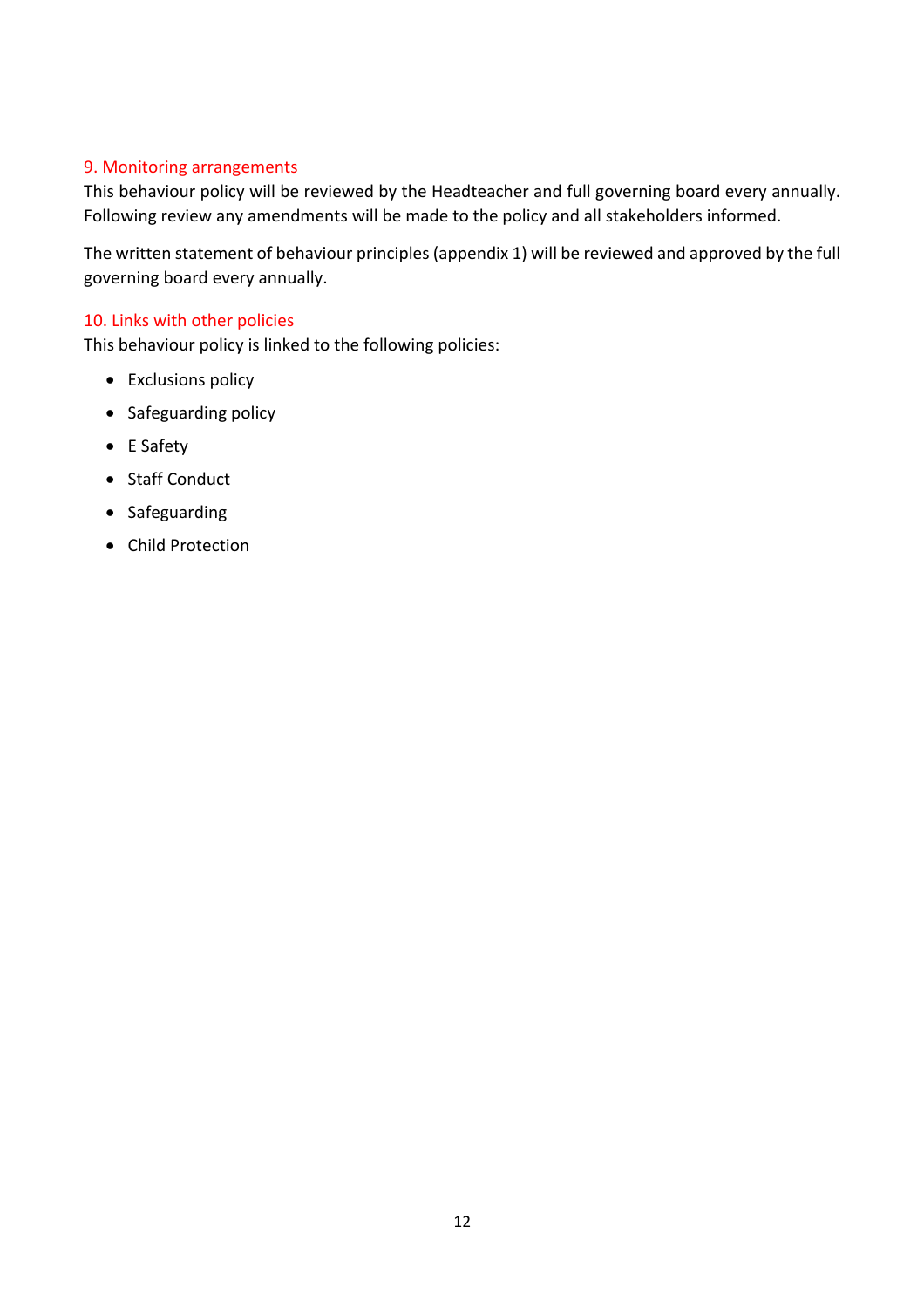## 9. Monitoring arrangements

This behaviour policy will be reviewed by the Headteacher and full governing board every annually. Following review any amendments will be made to the policy and all stakeholders informed.

The written statement of behaviour principles (appendix 1) will be reviewed and approved by the full governing board every annually.

## 10. Links with other policies

This behaviour policy is linked to the following policies:

- Exclusions policy
- Safeguarding policy
- E Safety
- Staff Conduct
- Safeguarding
- Child Protection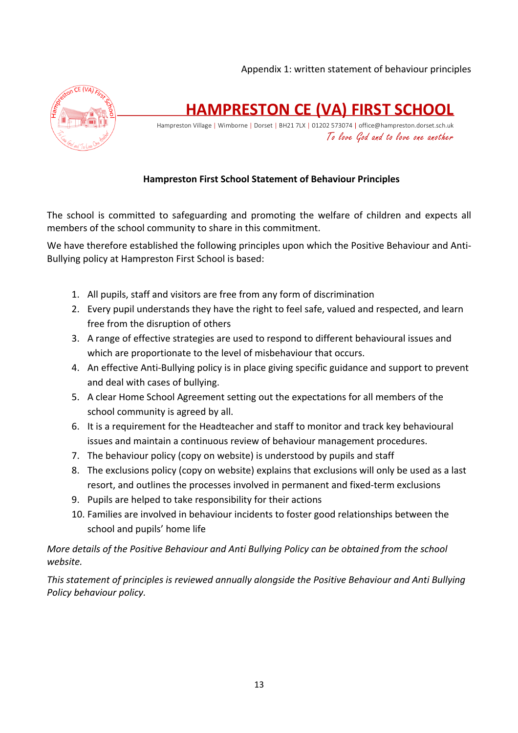Appendix 1: written statement of behaviour principles

# HAMPRESTON CE (VA) FIRST SCHOOL

Hampreston Village | Wimborne | Dorset | BH21 7LX | 01202 573074 | office@hampreston.dorset.sch.uk

*To love God and to love one another*

**Hampreston First School Statement of Behaviour Principles**

The school is committed to safeguarding and promoting the welfare of children and expects all members of the school community to share in this commitment.

We have therefore established the following principles upon which the Positive Behaviour and Anti-Bullying policy at Hampreston First School is based:

1. All pupils, staff and visitors are free from any form of discrimination
2. Every pupil understands they have the right to feel safe, valued and respected, and learn free from the disruption of others
3. A range of effective strategies are used to respond to different behavioural issues and which are proportionate to the level of misbehaviour that occurs.
4. An effective Anti-Bullying policy is in place giving specific guidance and support to prevent and deal with cases of bullying.
5. A clear Home School Agreement setting out the expectations for all members of the school community is agreed by all.
6. It is a requirement for the Headteacher and staff to monitor and track key behavioural issues and maintain a continuous review of behaviour management procedures.
7. The behaviour policy (copy on website) is understood by pupils and staff
8. The exclusions policy (copy on website) explains that exclusions will only be used as a last resort, and outlines the processes involved in permanent and fixed-term exclusions
9. Pupils are helped to take responsibility for their actions
10. Families are involved in behaviour incidents to foster good relationships between the school and pupils' home life

*More details of the Positive Behaviour and Anti Bullying Policy can be obtained from the school website.*

*This statement of principles is reviewed annually alongside the Positive Behaviour and Anti Bullying Policy behaviour policy.*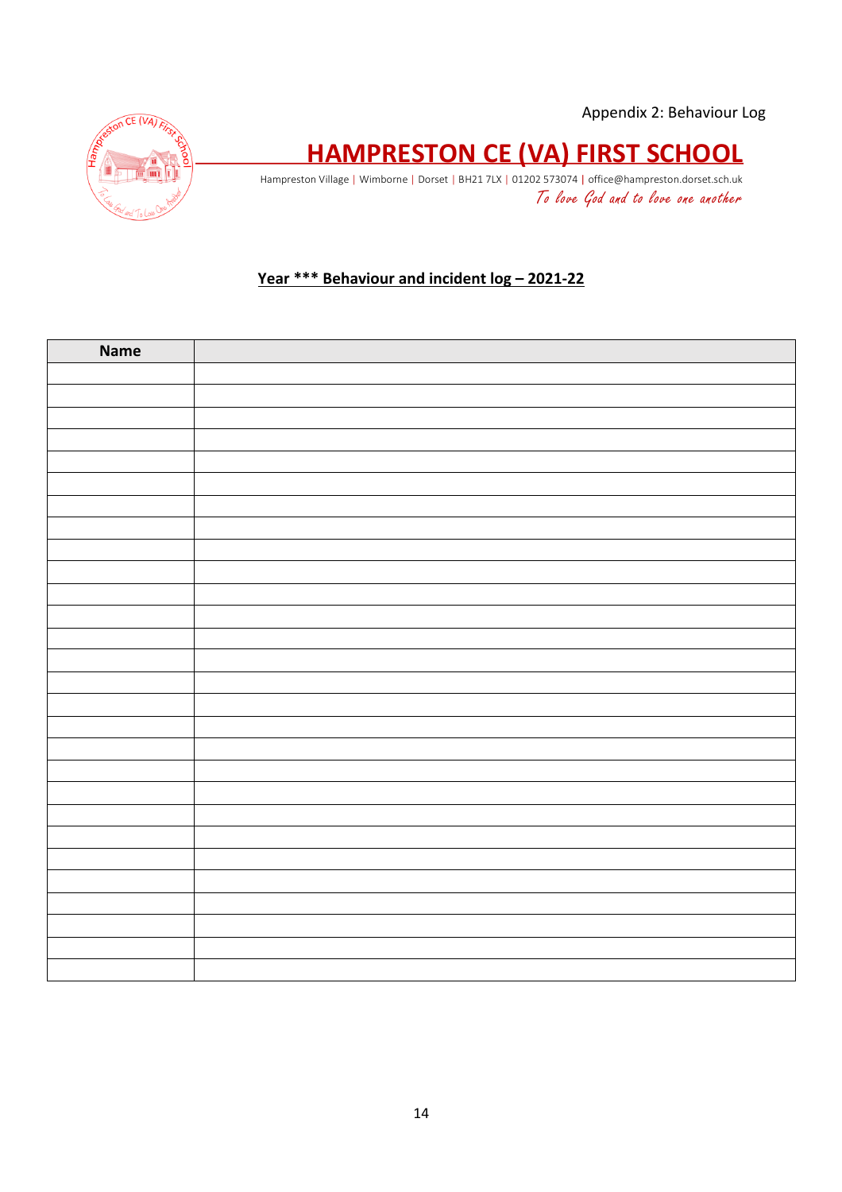Appendix 2: Behaviour Log

# HAMPRESTON CE (VA) FIRST SCHOOL

Hampreston Village | Wimborne | Dorset | BH21 7LX | 01202 573074 | office@hampreston.dorset.sch.uk

*To love God and to love one another*

**Year *** Behaviour and incident log – 2021-22**

| Name | |
|---|---|
| | |
| | |
| | |
| | |
| | |
| | |
| | |
| | |
| | |
| | |
| | |
| | |
| | |
| | |
| | |
| | |
| | |
| | |
| | |
| | |
| | |
| | |
| | |
| | |
| | |
| | |
| | |
| | |